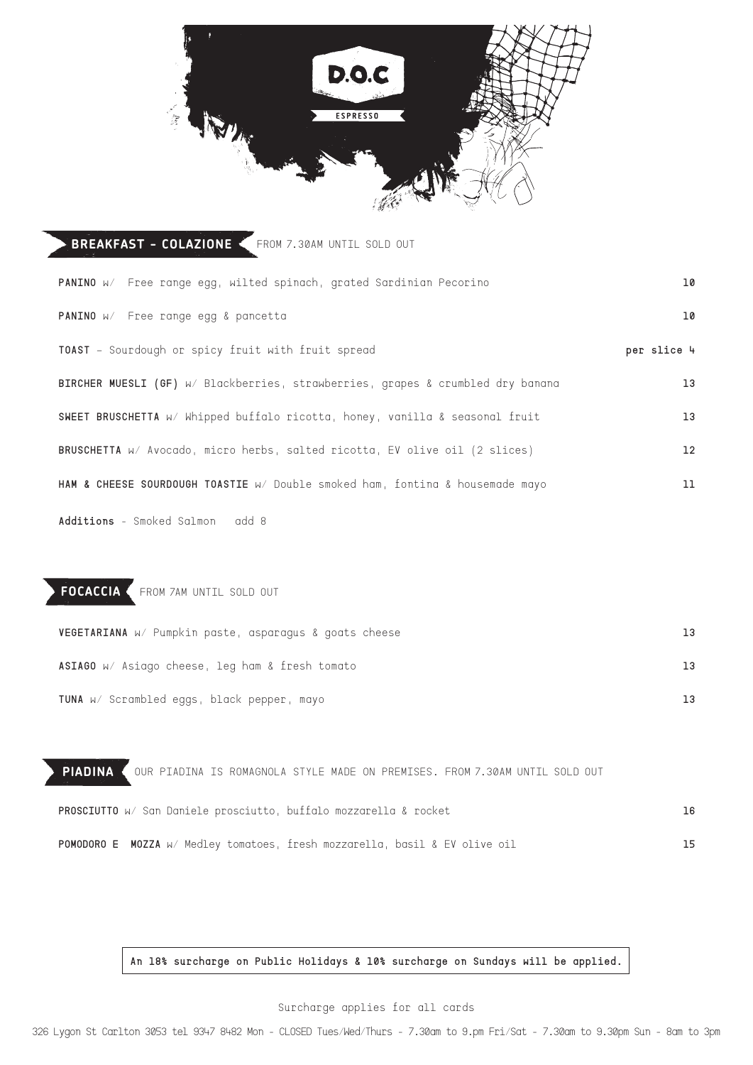# D.O.C ESPRESSO

## BREAKFAST - COLAZIONE

FROM 7.30AM UNTIL SOLD OUT

| Item | Price |
|---|---|
| **PANINO** w/ Free range egg, wilted spinach, grated Sardinian Pecorino | 10 |
| **PANINO** w/ Free range egg & pancetta | 10 |
| **TOAST** – Sourdough or spicy fruit with fruit spread | per slice 4 |
| **BIRCHER MUESLI (GF)** w/ Blackberries, strawberries, grapes & crumbled dry banana | 13 |
| **SWEET BRUSCHETTA** w/ Whipped buffalo ricotta, honey, vanilla & seasonal fruit | 13 |
| **BRUSCHETTA** w/ Avocado, micro herbs, salted ricotta, EV olive oil (2 slices) | 12 |
| **HAM & CHEESE SOURDOUGH TOASTIE** w/ Double smoked ham, fontina & housemade mayo | 11 |

**Additions** - Smoked Salmon add 8

## FOCACCIA

FROM 7AM UNTIL SOLD OUT

| Item | Price |
|---|---|
| **VEGETARIANA** w/ Pumpkin paste, asparagus & goats cheese | 13 |
| **ASIAGO** w/ Asiago cheese, leg ham & fresh tomato | 13 |
| **TUNA** w/ Scrambled eggs, black pepper, mayo | 13 |

## PIADINA

OUR PIADINA IS ROMAGNOLA STYLE MADE ON PREMISES. FROM 7.30AM UNTIL SOLD OUT

| Item | Price |
|---|---|
| **PROSCIUTTO** w/ San Daniele prosciutto, buffalo mozzarella & rocket | 16 |
| **POMODORO E MOZZA** w/ Medley tomatoes, fresh mozzarella, basil & EV olive oil | 15 |

**An 18% surcharge on Public Holidays & 10% surcharge on Sundays will be applied.**

Surcharge applies for all cards

326 Lygon St Carlton 3053 tel 9347 8482 Mon - CLOSED Tues/Wed/Thurs - 7.30am to 9.pm Fri/Sat - 7.30am to 9.30pm Sun - 8am to 3pm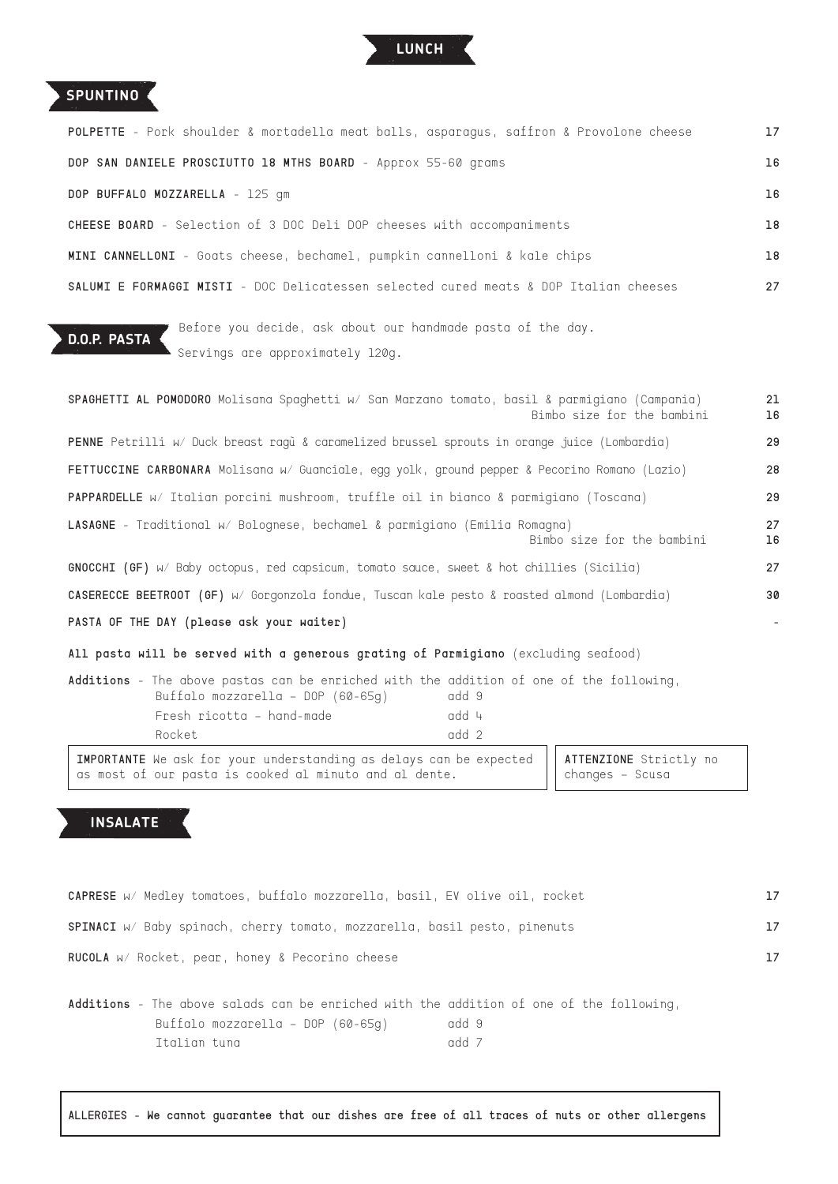# LUNCH

## SPUNTINO

**POLPETTE** - Pork shoulder & mortadella meat balls, asparagus, saffron & Provolone cheese — 17

**DOP SAN DANIELE PROSCIUTTO 18 MTHS BOARD** - Approx 55-60 grams — 16

**DOP BUFFALO MOZZARELLA** - 125 gm — 16

**CHEESE BOARD** - Selection of 3 DOC Deli DOP cheeses with accompaniments — 18

**MINI CANNELLONI** - Goats cheese, bechamel, pumpkin cannelloni & kale chips — 18

**SALUMI E FORMAGGI MISTI** - DOC Delicatessen selected cured meats & DOP Italian cheeses — 27

## D.O.P. PASTA

Before you decide, ask about our handmade pasta of the day.
Servings are approximately 120g.

**SPAGHETTI AL POMODORO** Molisana Spaghetti w/ San Marzano tomato, basil & parmigiano (Campania) — 21
Bimbo size for the bambini — 16

**PENNE** Petrilli w/ Duck breast ragù & caramelized brussel sprouts in orange juice (Lombardia) — 29

**FETTUCCINE CARBONARA** Molisana w/ Guanciale, egg yolk, ground pepper & Pecorino Romano (Lazio) — 28

**PAPPARDELLE** w/ Italian porcini mushroom, truffle oil in bianco & parmigiano (Toscana) — 29

**LASAGNE** - Traditional w/ Bolognese, bechamel & parmigiano (Emilia Romagna) — 27
Bimbo size for the bambini — 16

**GNOCCHI (GF)** w/ Baby octopus, red capsicum, tomato sauce, sweet & hot chillies (Sicilia) — 27

**CASERECCE BEETROOT (GF)** w/ Gorgonzola fondue, Tuscan kale pesto & roasted almond (Lombardia) — 30

**PASTA OF THE DAY (please ask your waiter)** — -

**All pasta will be served with a generous grating of Parmigiano** (excluding seafood)

**Additions** - The above pastas can be enriched with the addition of one of the following,

| | |
|---|---|
| Buffalo mozzarella - DOP (60-65g) | add 9 |
| Fresh ricotta - hand-made | add 4 |
| Rocket | add 2 |

**IMPORTANTE** We ask for your understanding as delays can be expected as most of our pasta is cooked al minuto and al dente.

**ATTENZIONE** Strictly no changes - Scusa

## INSALATE

**CAPRESE** w/ Medley tomatoes, buffalo mozzarella, basil, EV olive oil, rocket — 17

**SPINACI** w/ Baby spinach, cherry tomato, mozzarella, basil pesto, pinenuts — 17

**RUCOLA** w/ Rocket, pear, honey & Pecorino cheese — 17

**Additions** - The above salads can be enriched with the addition of one of the following,

| | |
|---|---|
| Buffalo mozzarella - DOP (60-65g) | add 9 |
| Italian tuna | add 7 |

ALLERGIES - **We cannot guarantee that our dishes are free of all traces of nuts or other allergens**